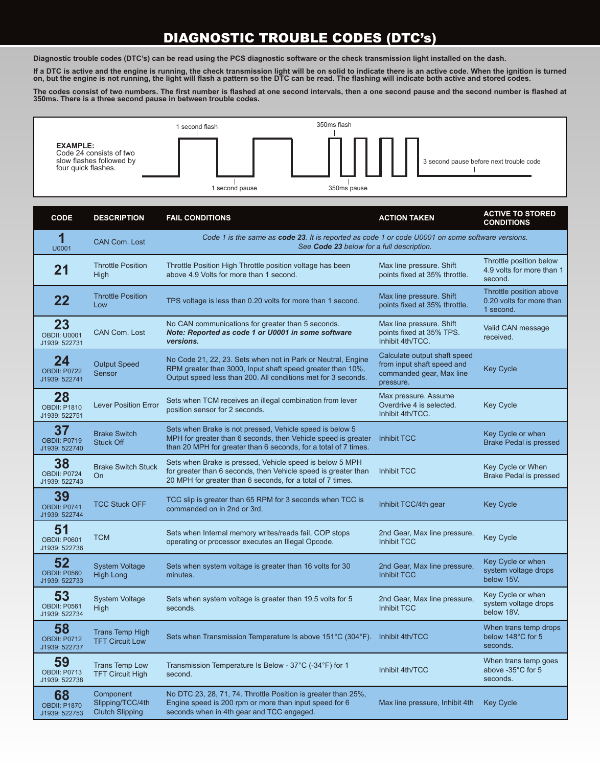# DIAGNOSTIC TROUBLE CODES (DTC's)

**Diagnostic trouble codes (DTC's) can be read using the PCS diagnostic software or the check transmission light installed on the dash.**

**If a DTC is active and the engine is running, the check transmission light will be on solid to indicate there is an active code. When the ignition is turned on, but the engine is not running, the light will flash a pattern so the DTC can be read. The flashing will indicate both active and stored codes.**

**The codes consist of two numbers. The first number is flashed at one second intervals, then a one second pause and the second number is flashed at 350ms. There is a three second pause in between trouble codes.**

**EXAMPLE:**
Code 24 consists of two slow flashes followed by four quick flashes.

1 second flash — 1 second pause — 350ms flash — 350ms pause — 3 second pause before next trouble code

| CODE | DESCRIPTION | FAIL CONDITIONS | ACTION TAKEN | ACTIVE TO STORED CONDITIONS |
|---|---|---|---|---|
| **1** U0001 | CAN Com. Lost | *Code 1 is the same as **code 23**. It is reported as code 1 or code U0001 on some software versions. See **Code 23** below for a full description.* | | |
| **21** | Throttle Position High | Throttle Position High Throttle position voltage has been above 4.9 Volts for more than 1 second. | Max line pressure. Shift points fixed at 35% throttle. | Throttle position below 4.9 volts for more than 1 second. |
| **22** | Throttle Position Low | TPS voltage is less than 0.20 volts for more than 1 second. | Max line pressure. Shift points fixed at 35% throttle. | Throttle position above 0.20 volts for more than 1 second. |
| **23** OBDII: U0001 J1939: 522731 | CAN Com. Lost | No CAN communications for greater than 5 seconds. ***Note: Reported as code 1 or U0001 in some software versions.*** | Max line pressure. Shift points fixed at 35% TPS. Inhibit 4th/TCC. | Valid CAN message received. |
| **24** OBDII: P0722 J1939: 522741 | Output Speed Sensor | No Code 21, 22, 23. Sets when not in Park or Neutral, Engine RPM greater than 3000, Input shaft speed greater than 10%, Output speed less than 200. All conditions met for 3 seconds. | Calculate output shaft speed from input shaft speed and commanded gear, Max line pressure. | Key Cycle |
| **28** OBDII: P1810 J1939: 522751 | Lever Position Error | Sets when TCM receives an illegal combination from lever position sensor for 2 seconds. | Max pressure. Assume Overdrive 4 is selected. Inhibit 4th/TCC. | Key Cycle |
| **37** OBDII: P0719 J1939: 522740 | Brake Switch Stuck Off | Sets when Brake is not pressed, Vehicle speed is below 5 MPH for greater than 6 seconds, then Vehicle speed is greater than 20 MPH for greater than 6 seconds, for a total of 7 times. | Inhibit TCC | Key Cycle or when Brake Pedal is pressed |
| **38** OBDII: P0724 J1939: 522743 | Brake Switch Stuck On | Sets when Brake is pressed, Vehicle speed is below 5 MPH for greater than 6 seconds, then Vehicle speed is greater than 20 MPH for greater than 6 seconds, for a total of 7 times. | Inhibit TCC | Key Cycle or When Brake Pedal is pressed |
| **39** OBDII: P0741 J1939: 522744 | TCC Stuck OFF | TCC slip is greater than 65 RPM for 3 seconds when TCC is commanded on in 2nd or 3rd. | Inhibit TCC/4th gear | Key Cycle |
| **51** OBDII: P0601 J1939: 522736 | TCM | Sets when Internal memory writes/reads fail, COP stops operating or processor executes an Illegal Opcode. | 2nd Gear, Max line pressure, Inhibit TCC | Key Cycle |
| **52** OBDII: P0560 J1939: 522733 | System Voltage High Long | Sets when system voltage is greater than 16 volts for 30 minutes. | 2nd Gear, Max line pressure, Inhibit TCC | Key Cycle or when system voltage drops below 15V. |
| **53** OBDII: P0561 J1939: 522734 | System Voltage High | Sets when system voltage is greater than 19.5 volts for 5 seconds. | 2nd Gear, Max line pressure, Inhibit TCC | Key Cycle or when system voltage drops below 18V. |
| **58** OBDII: P0712 J1939: 522737 | Trans Temp High TFT Circuit Low | Sets when Transmission Temperature Is above 151°C (304°F). | Inhibit 4th/TCC | When trans temp drops below 148°C for 5 seconds. |
| **59** OBDII: P0713 J1939: 522738 | Trans Temp Low TFT Circuit High | Transmission Temperature Is Below - 37°C (-34°F) for 1 second. | Inhibit 4th/TCC | When trans temp goes above -35°C for 5 seconds. |
| **68** OBDII: P1870 J1939: 522753 | Component Slipping/TCC/4th Clutch Slipping | No DTC 23, 28, 71, 74. Throttle Position is greater than 25%, Engine speed is 200 rpm or more than input speed for 6 seconds when in 4th gear and TCC engaged. | Max line pressure, Inhibit 4th | Key Cycle |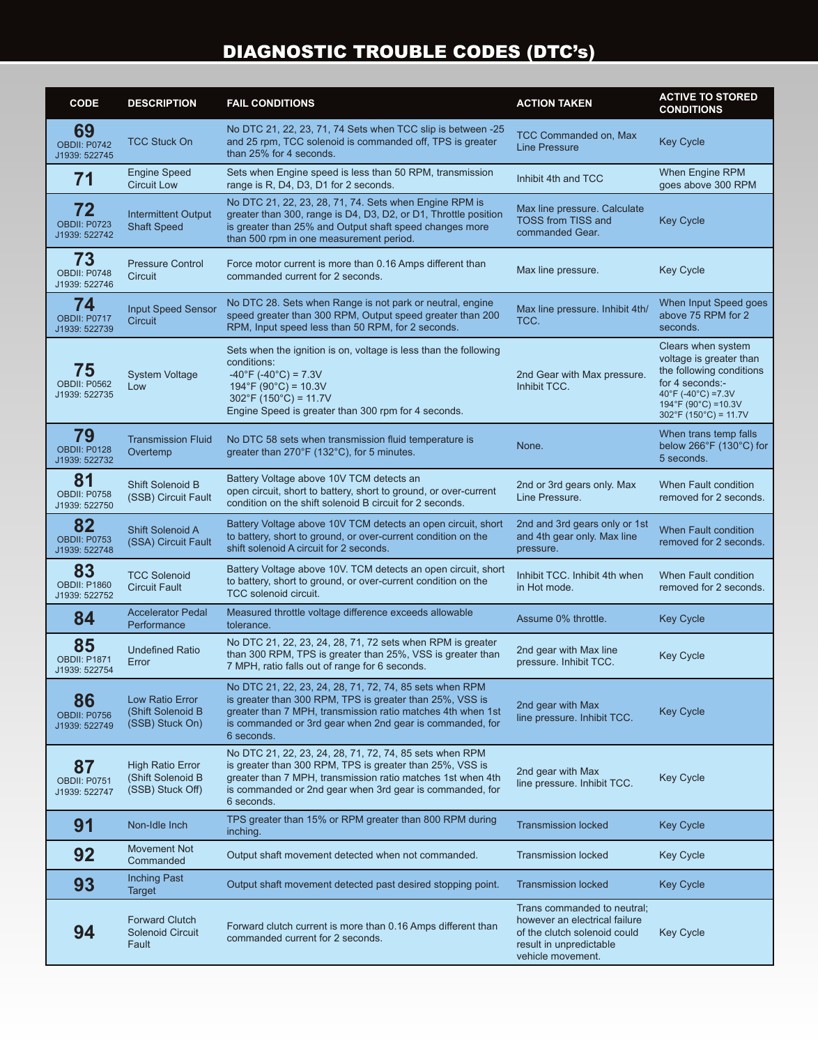# DIAGNOSTIC TROUBLE CODES (DTC's)

| CODE | DESCRIPTION | FAIL CONDITIONS | ACTION TAKEN | ACTIVE TO STORED CONDITIONS |
|---|---|---|---|---|
| **69**<br>OBDII: P0742<br>J1939: 522745 | TCC Stuck On | No DTC 21, 22, 23, 71, 74 Sets when TCC slip is between -25 and 25 rpm, TCC solenoid is commanded off, TPS is greater than 25% for 4 seconds. | TCC Commanded on, Max Line Pressure | Key Cycle |
| **71** | Engine Speed Circuit Low | Sets when Engine speed is less than 50 RPM, transmission range is R, D4, D3, D1 for 2 seconds. | Inhibit 4th and TCC | When Engine RPM goes above 300 RPM |
| **72**<br>OBDII: P0723<br>J1939: 522742 | Intermittent Output Shaft Speed | No DTC 21, 22, 23, 28, 71, 74. Sets when Engine RPM is greater than 300, range is D4, D3, D2, or D1, Throttle position is greater than 25% and Output shaft speed changes more than 500 rpm in one measurement period. | Max line pressure. Calculate TOSS from TISS and commanded Gear. | Key Cycle |
| **73**<br>OBDII: P0748<br>J1939: 522746 | Pressure Control Circuit | Force motor current is more than 0.16 Amps different than commanded current for 2 seconds. | Max line pressure. | Key Cycle |
| **74**<br>OBDII: P0717<br>J1939: 522739 | Input Speed Sensor Circuit | No DTC 28. Sets when Range is not park or neutral, engine speed greater than 300 RPM, Output speed greater than 200 RPM, Input speed less than 50 RPM, for 2 seconds. | Max line pressure. Inhibit 4th/ TCC. | When Input Speed goes above 75 RPM for 2 seconds. |
| **75**<br>OBDII: P0562<br>J1939: 522735 | System Voltage Low | Sets when the ignition is on, voltage is less than the following conditions:<br>-40°F (-40°C) = 7.3V<br>194°F (90°C) = 10.3V<br>302°F (150°C) = 11.7V<br>Engine Speed is greater than 300 rpm for 4 seconds. | 2nd Gear with Max pressure. Inhibit TCC. | Clears when system voltage is greater than the following conditions for 4 seconds:-<br>40°F (-40°C) =7.3V<br>194°F (90°C) =10.3V<br>302°F (150°C) = 11.7V |
| **79**<br>OBDII: P0128<br>J1939: 522732 | Transmission Fluid Overtemp | No DTC 58 sets when transmission fluid temperature is greater than 270°F (132°C), for 5 minutes. | None. | When trans temp falls below 266°F (130°C) for 5 seconds. |
| **81**<br>OBDII: P0758<br>J1939: 522750 | Shift Solenoid B (SSB) Circuit Fault | Battery Voltage above 10V TCM detects an open circuit, short to battery, short to ground, or over-current condition on the shift solenoid B circuit for 2 seconds. | 2nd or 3rd gears only. Max Line Pressure. | When Fault condition removed for 2 seconds. |
| **82**<br>OBDII: P0753<br>J1939: 522748 | Shift Solenoid A (SSA) Circuit Fault | Battery Voltage above 10V TCM detects an open circuit, short to battery, short to ground, or over-current condition on the shift solenoid A circuit for 2 seconds. | 2nd and 3rd gears only or 1st and 4th gear only. Max line pressure. | When Fault condition removed for 2 seconds. |
| **83**<br>OBDII: P1860<br>J1939: 522752 | TCC Solenoid Circuit Fault | Battery Voltage above 10V. TCM detects an open circuit, short to battery, short to ground, or over-current condition on the TCC solenoid circuit. | Inhibit TCC. Inhibit 4th when in Hot mode. | When Fault condition removed for 2 seconds. |
| **84** | Accelerator Pedal Performance | Measured throttle voltage difference exceeds allowable tolerance. | Assume 0% throttle. | Key Cycle |
| **85**<br>OBDII: P1871<br>J1939: 522754 | Undefined Ratio Error | No DTC 21, 22, 23, 24, 28, 71, 72 sets when RPM is greater than 300 RPM, TPS is greater than 25%, VSS is greater than 7 MPH, ratio falls out of range for 6 seconds. | 2nd gear with Max line pressure. Inhibit TCC. | Key Cycle |
| **86**<br>OBDII: P0756<br>J1939: 522749 | Low Ratio Error (Shift Solenoid B (SSB) Stuck On) | No DTC 21, 22, 23, 24, 28, 71, 72, 74, 85 sets when RPM is greater than 300 RPM, TPS is greater than 25%, VSS is greater than 7 MPH, transmission ratio matches 4th when 1st is commanded or 3rd gear when 2nd gear is commanded, for 6 seconds. | 2nd gear with Max line pressure. Inhibit TCC. | Key Cycle |
| **87**<br>OBDII: P0751<br>J1939: 522747 | High Ratio Error (Shift Solenoid B (SSB) Stuck Off) | No DTC 21, 22, 23, 24, 28, 71, 72, 74, 85 sets when RPM is greater than 300 RPM, TPS is greater than 25%, VSS is greater than 7 MPH, transmission ratio matches 1st when 4th is commanded or 2nd gear when 3rd gear is commanded, for 6 seconds. | 2nd gear with Max line pressure. Inhibit TCC. | Key Cycle |
| **91** | Non-Idle Inch | TPS greater than 15% or RPM greater than 800 RPM during inching. | Transmission locked | Key Cycle |
| **92** | Movement Not Commanded | Output shaft movement detected when not commanded. | Transmission locked | Key Cycle |
| **93** | Inching Past Target | Output shaft movement detected past desired stopping point. | Transmission locked | Key Cycle |
| **94** | Forward Clutch Solenoid Circuit Fault | Forward clutch current is more than 0.16 Amps different than commanded current for 2 seconds. | Trans commanded to neutral; however an electrical failure of the clutch solenoid could result in unpredictable vehicle movement. | Key Cycle |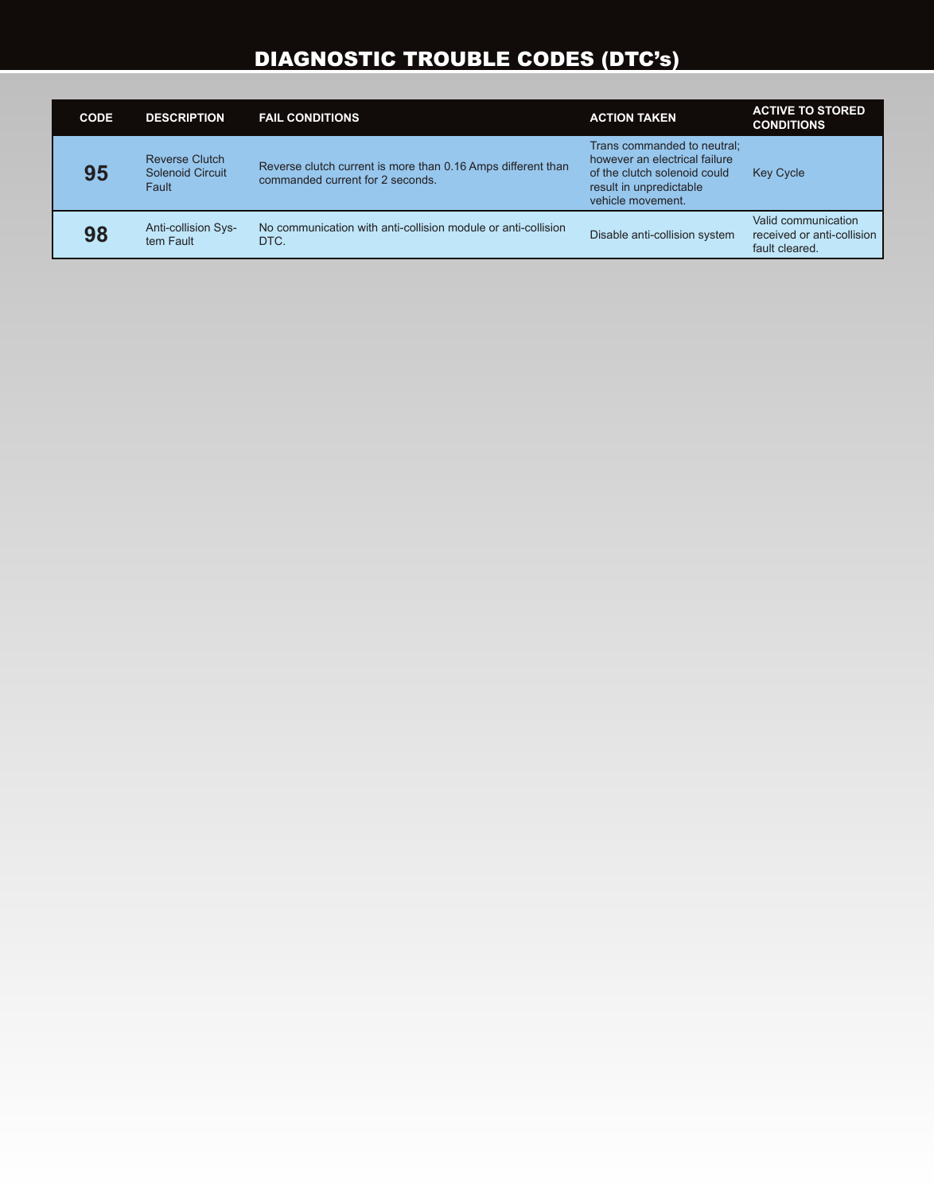# DIAGNOSTIC TROUBLE CODES (DTC's)

| CODE | DESCRIPTION | FAIL CONDITIONS | ACTION TAKEN | ACTIVE TO STORED CONDITIONS |
|---|---|---|---|---|
| **95** | Reverse Clutch Solenoid Circuit Fault | Reverse clutch current is more than 0.16 Amps different than commanded current for 2 seconds. | Trans commanded to neutral; however an electrical failure of the clutch solenoid could result in unpredictable vehicle movement. | Key Cycle |
| **98** | Anti-collision System Fault | No communication with anti-collision module or anti-collision DTC. | Disable anti-collision system | Valid communication received or anti-collision fault cleared. |